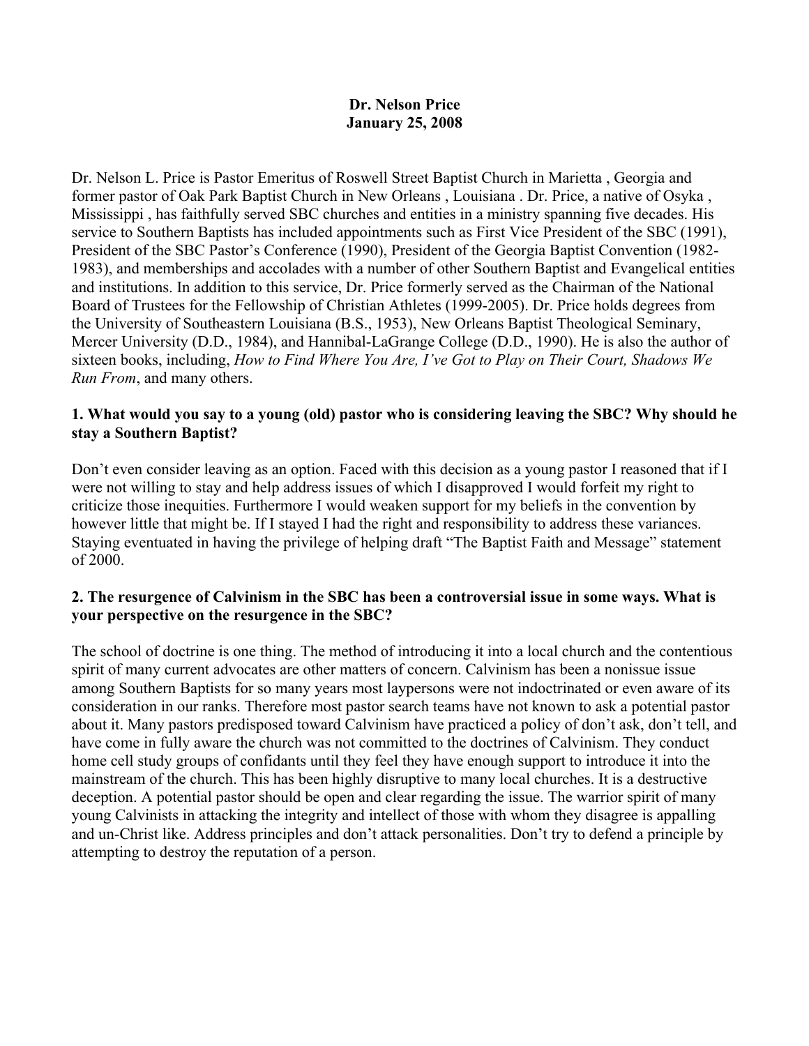**Dr. Nelson Price**
**January 25, 2008**

Dr. Nelson L. Price is Pastor Emeritus of Roswell Street Baptist Church in Marietta , Georgia and former pastor of Oak Park Baptist Church in New Orleans , Louisiana . Dr. Price, a native of Osyka , Mississippi , has faithfully served SBC churches and entities in a ministry spanning five decades. His service to Southern Baptists has included appointments such as First Vice President of the SBC (1991), President of the SBC Pastor's Conference (1990), President of the Georgia Baptist Convention (1982-1983), and memberships and accolades with a number of other Southern Baptist and Evangelical entities and institutions. In addition to this service, Dr. Price formerly served as the Chairman of the National Board of Trustees for the Fellowship of Christian Athletes (1999-2005). Dr. Price holds degrees from the University of Southeastern Louisiana (B.S., 1953), New Orleans Baptist Theological Seminary, Mercer University (D.D., 1984), and Hannibal-LaGrange College (D.D., 1990). He is also the author of sixteen books, including, *How to Find Where You Are, I've Got to Play on Their Court, Shadows We Run From*, and many others.

**1. What would you say to a young (old) pastor who is considering leaving the SBC? Why should he stay a Southern Baptist?**

Don't even consider leaving as an option. Faced with this decision as a young pastor I reasoned that if I were not willing to stay and help address issues of which I disapproved I would forfeit my right to criticize those inequities. Furthermore I would weaken support for my beliefs in the convention by however little that might be. If I stayed I had the right and responsibility to address these variances. Staying eventuated in having the privilege of helping draft "The Baptist Faith and Message" statement of 2000.

**2. The resurgence of Calvinism in the SBC has been a controversial issue in some ways. What is your perspective on the resurgence in the SBC?**

The school of doctrine is one thing. The method of introducing it into a local church and the contentious spirit of many current advocates are other matters of concern. Calvinism has been a nonissue issue among Southern Baptists for so many years most laypersons were not indoctrinated or even aware of its consideration in our ranks. Therefore most pastor search teams have not known to ask a potential pastor about it. Many pastors predisposed toward Calvinism have practiced a policy of don't ask, don't tell, and have come in fully aware the church was not committed to the doctrines of Calvinism. They conduct home cell study groups of confidants until they feel they have enough support to introduce it into the mainstream of the church. This has been highly disruptive to many local churches. It is a destructive deception. A potential pastor should be open and clear regarding the issue. The warrior spirit of many young Calvinists in attacking the integrity and intellect of those with whom they disagree is appalling and un-Christ like. Address principles and don't attack personalities. Don't try to defend a principle by attempting to destroy the reputation of a person.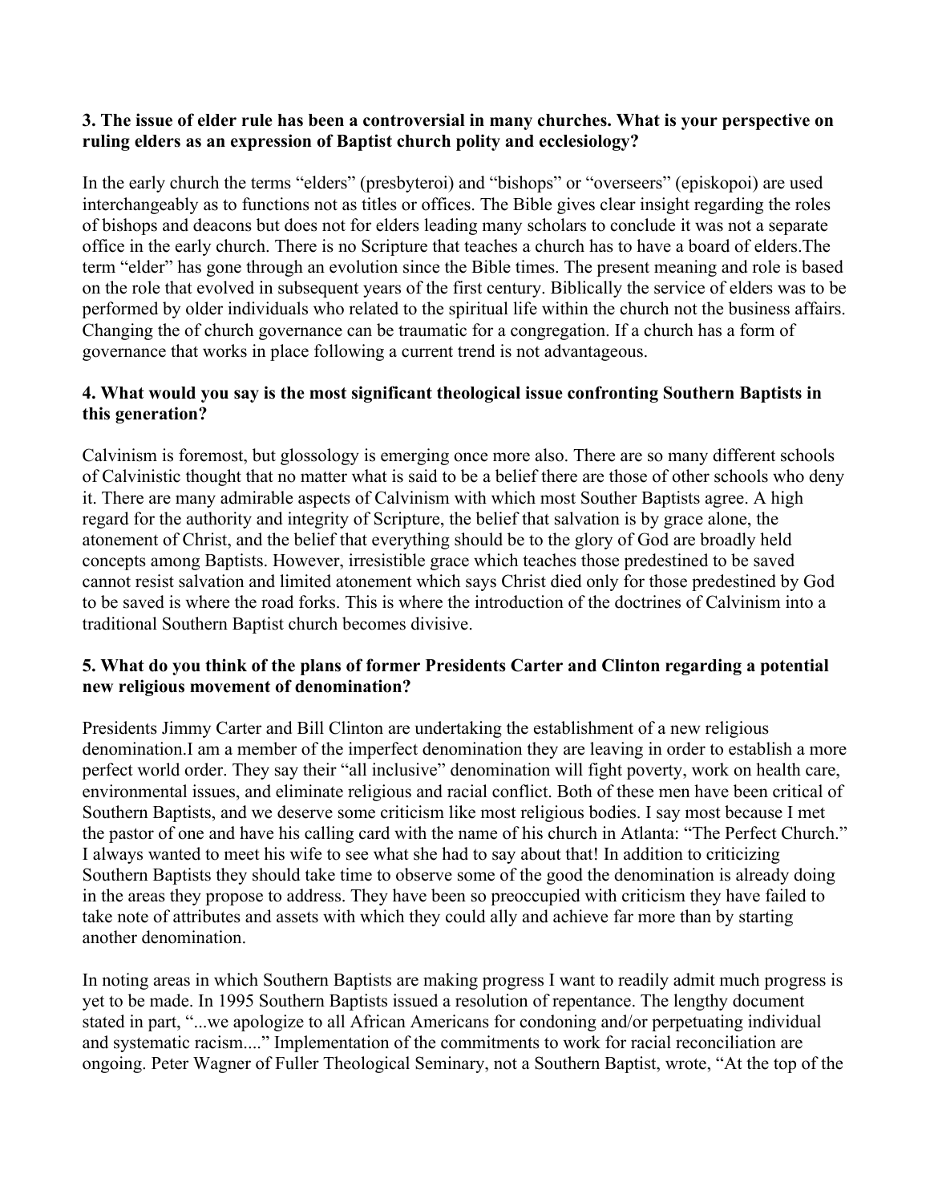**3. The issue of elder rule has been a controversial in many churches. What is your perspective on ruling elders as an expression of Baptist church polity and ecclesiology?**

In the early church the terms "elders" (presbyteroi) and "bishops" or "overseers" (episkopoi) are used interchangeably as to functions not as titles or offices. The Bible gives clear insight regarding the roles of bishops and deacons but does not for elders leading many scholars to conclude it was not a separate office in the early church. There is no Scripture that teaches a church has to have a board of elders.The term "elder" has gone through an evolution since the Bible times. The present meaning and role is based on the role that evolved in subsequent years of the first century. Biblically the service of elders was to be performed by older individuals who related to the spiritual life within the church not the business affairs. Changing the of church governance can be traumatic for a congregation. If a church has a form of governance that works in place following a current trend is not advantageous.

**4. What would you say is the most significant theological issue confronting Southern Baptists in this generation?**

Calvinism is foremost, but glossology is emerging once more also. There are so many different schools of Calvinistic thought that no matter what is said to be a belief there are those of other schools who deny it. There are many admirable aspects of Calvinism with which most Souther Baptists agree. A high regard for the authority and integrity of Scripture, the belief that salvation is by grace alone, the atonement of Christ, and the belief that everything should be to the glory of God are broadly held concepts among Baptists. However, irresistible grace which teaches those predestined to be saved cannot resist salvation and limited atonement which says Christ died only for those predestined by God to be saved is where the road forks. This is where the introduction of the doctrines of Calvinism into a traditional Southern Baptist church becomes divisive.

**5. What do you think of the plans of former Presidents Carter and Clinton regarding a potential new religious movement of denomination?**

Presidents Jimmy Carter and Bill Clinton are undertaking the establishment of a new religious denomination.I am a member of the imperfect denomination they are leaving in order to establish a more perfect world order. They say their "all inclusive" denomination will fight poverty, work on health care, environmental issues, and eliminate religious and racial conflict. Both of these men have been critical of Southern Baptists, and we deserve some criticism like most religious bodies. I say most because I met the pastor of one and have his calling card with the name of his church in Atlanta: "The Perfect Church." I always wanted to meet his wife to see what she had to say about that! In addition to criticizing Southern Baptists they should take time to observe some of the good the denomination is already doing in the areas they propose to address. They have been so preoccupied with criticism they have failed to take note of attributes and assets with which they could ally and achieve far more than by starting another denomination.

In noting areas in which Southern Baptists are making progress I want to readily admit much progress is yet to be made. In 1995 Southern Baptists issued a resolution of repentance. The lengthy document stated in part, "...we apologize to all African Americans for condoning and/or perpetuating individual and systematic racism...." Implementation of the commitments to work for racial reconciliation are ongoing. Peter Wagner of Fuller Theological Seminary, not a Southern Baptist, wrote, "At the top of the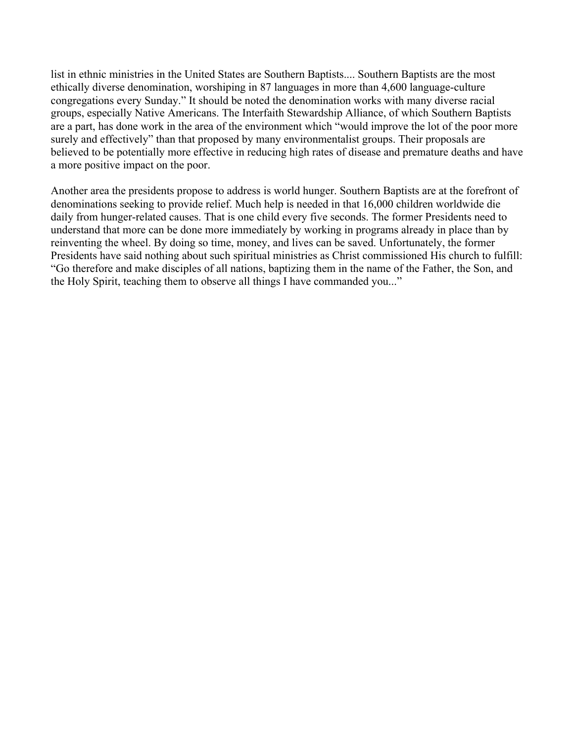list in ethnic ministries in the United States are Southern Baptists.... Southern Baptists are the most ethically diverse denomination, worshiping in 87 languages in more than 4,600 language-culture congregations every Sunday." It should be noted the denomination works with many diverse racial groups, especially Native Americans. The Interfaith Stewardship Alliance, of which Southern Baptists are a part, has done work in the area of the environment which "would improve the lot of the poor more surely and effectively" than that proposed by many environmentalist groups. Their proposals are believed to be potentially more effective in reducing high rates of disease and premature deaths and have a more positive impact on the poor.

Another area the presidents propose to address is world hunger. Southern Baptists are at the forefront of denominations seeking to provide relief. Much help is needed in that 16,000 children worldwide die daily from hunger-related causes. That is one child every five seconds. The former Presidents need to understand that more can be done more immediately by working in programs already in place than by reinventing the wheel. By doing so time, money, and lives can be saved. Unfortunately, the former Presidents have said nothing about such spiritual ministries as Christ commissioned His church to fulfill: "Go therefore and make disciples of all nations, baptizing them in the name of the Father, the Son, and the Holy Spirit, teaching them to observe all things I have commanded you..."